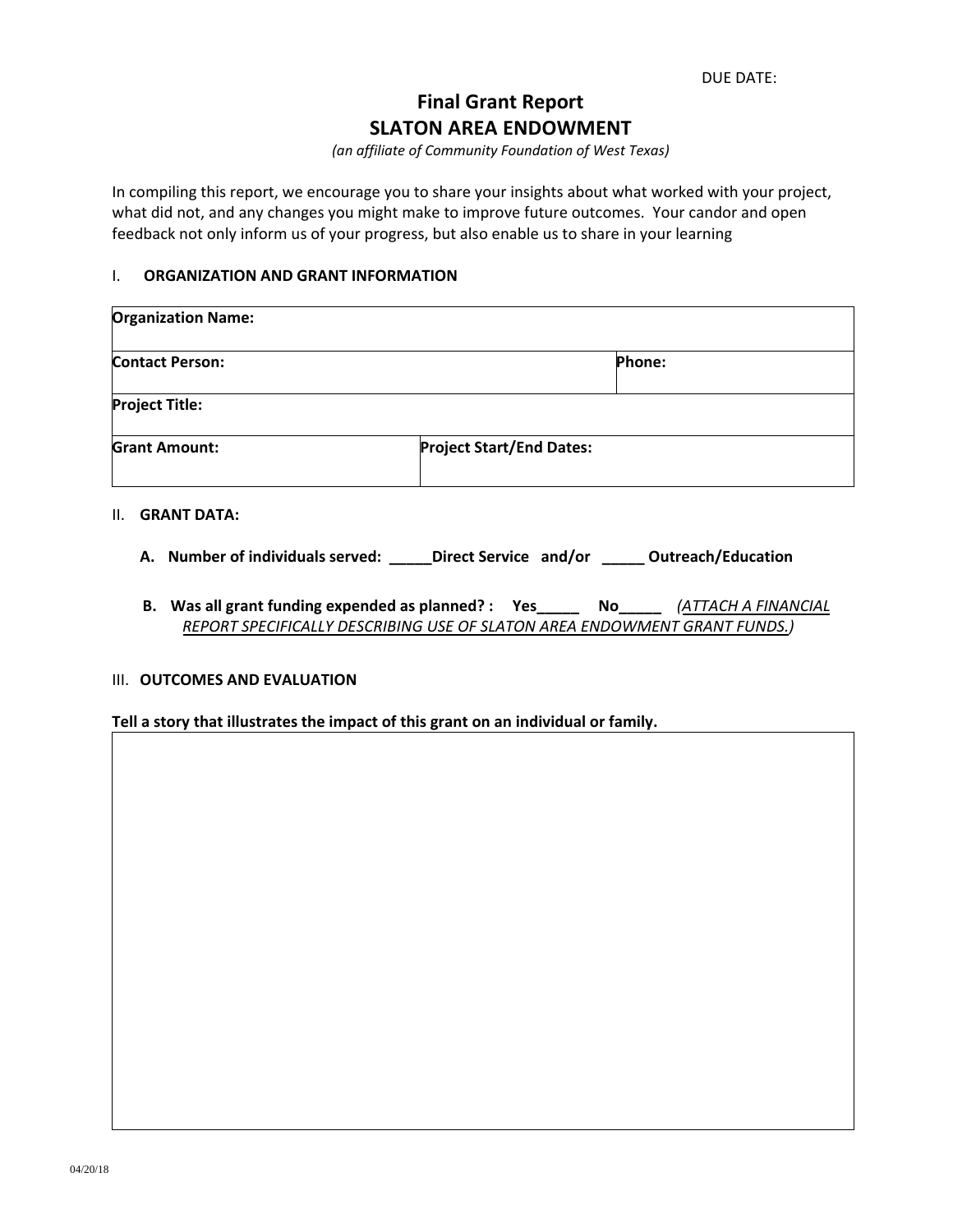DUE DATE:

# Final Grant Report
# SLATON AREA ENDOWMENT

*(an affiliate of Community Foundation of West Texas)*

In compiling this report, we encourage you to share your insights about what worked with your project, what did not, and any changes you might make to improve future outcomes. Your candor and open feedback not only inform us of your progress, but also enable us to share in your learning

## I. ORGANIZATION AND GRANT INFORMATION

| **Organization Name:** | | |
|---|---|---|
| **Contact Person:** | | **Phone:** |
| **Project Title:** | | |
| **Grant Amount:** | **Project Start/End Dates:** | |

## II. GRANT DATA:

**A. Number of individuals served: _____Direct Service and/or _____ Outreach/Education**

**B. Was all grant funding expended as planned? : Yes_____ No_____** *(ATTACH A FINANCIAL REPORT SPECIFICALLY DESCRIBING USE OF SLATON AREA ENDOWMENT GRANT FUNDS.)*

## III. OUTCOMES AND EVALUATION

**Tell a story that illustrates the impact of this grant on an individual or family.**

04/20/18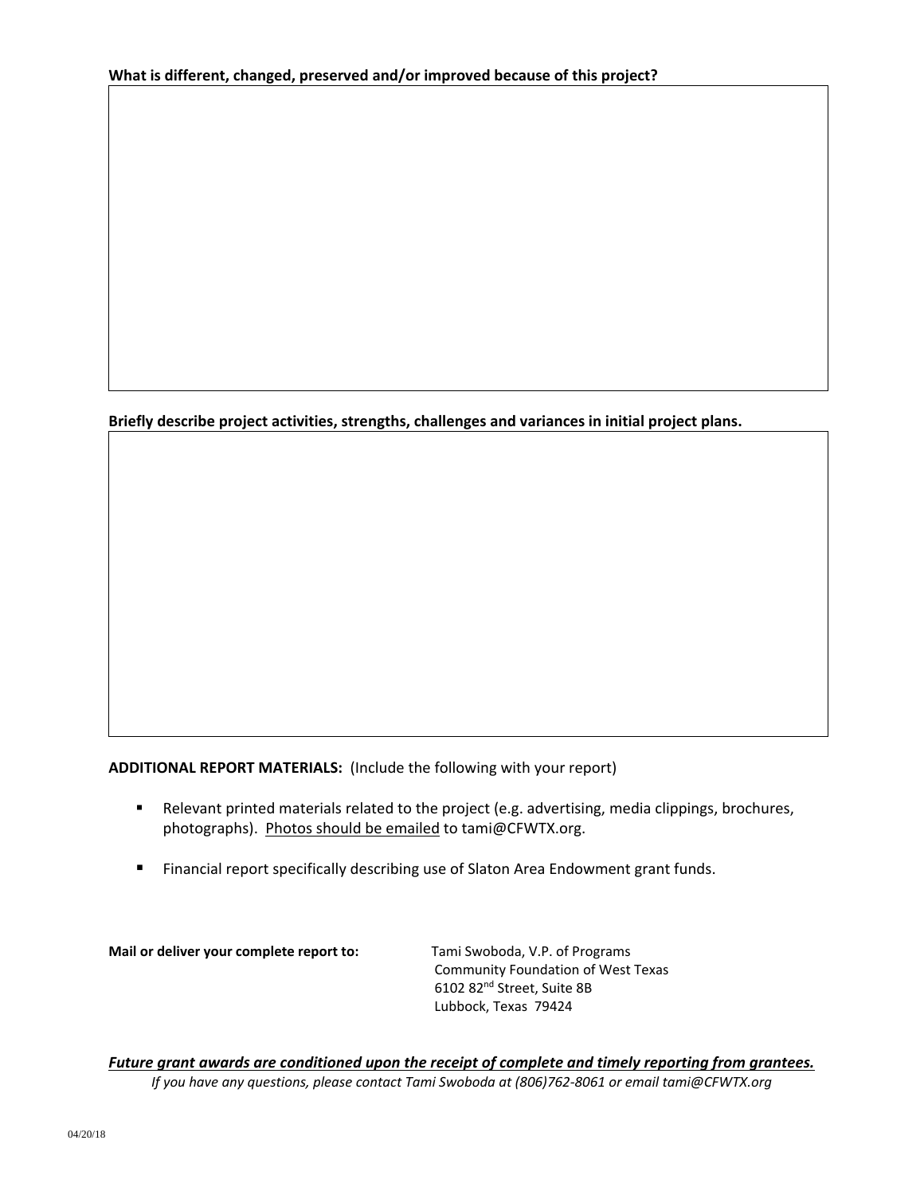**What is different, changed, preserved and/or improved because of this project?**

**Briefly describe project activities, strengths, challenges and variances in initial project plans.**

**ADDITIONAL REPORT MATERIALS:** (Include the following with your report)

- Relevant printed materials related to the project (e.g. advertising, media clippings, brochures, photographs). Photos should be emailed to tami@CFWTX.org.
- Financial report specifically describing use of Slaton Area Endowment grant funds.

**Mail or deliver your complete report to:**

Tami Swoboda, V.P. of Programs
Community Foundation of West Texas
6102 82nd Street, Suite 8B
Lubbock, Texas 79424

***Future grant awards are conditioned upon the receipt of complete and timely reporting from grantees.***

*If you have any questions, please contact Tami Swoboda at (806)762-8061 or email tami@CFWTX.org*

04/20/18